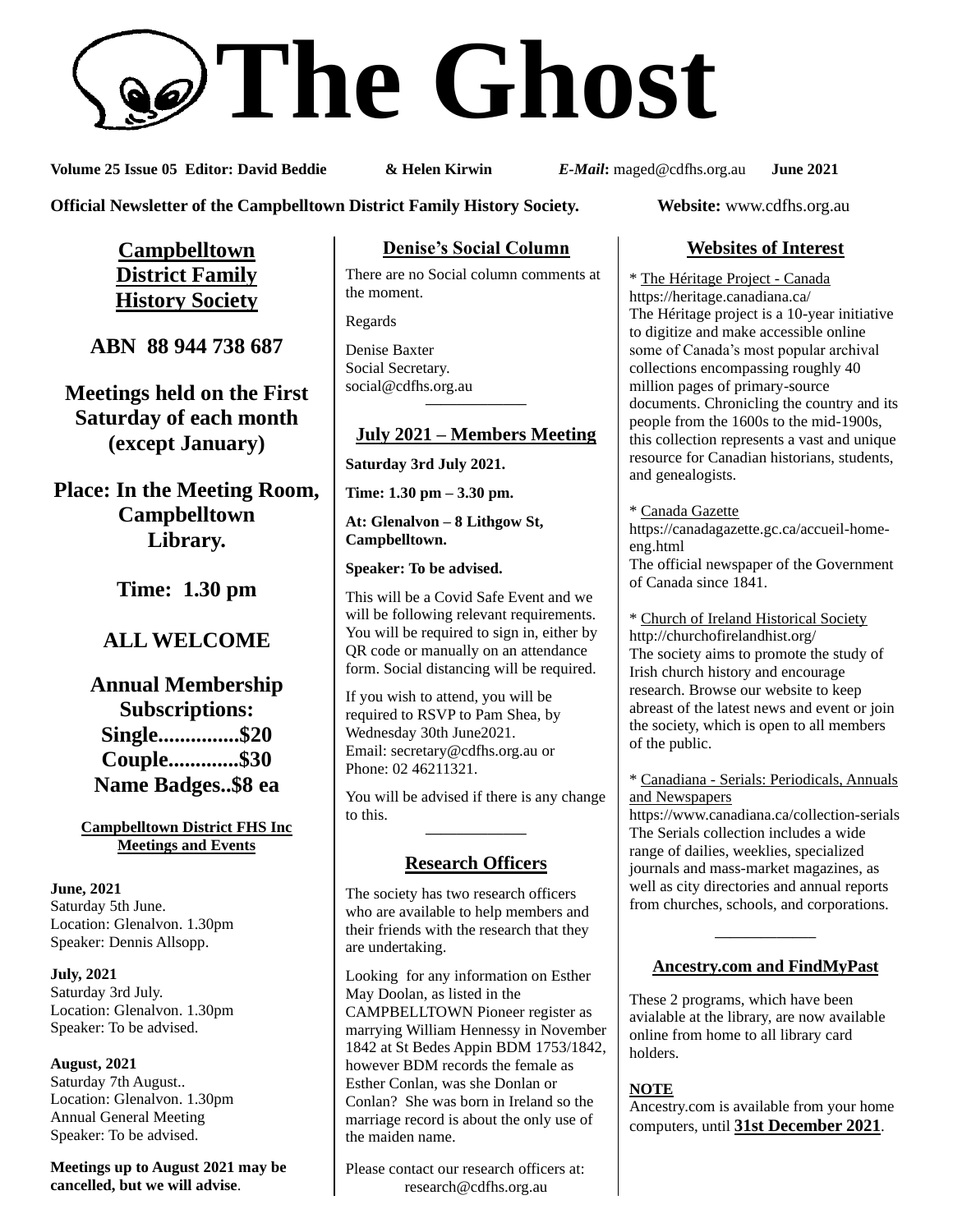# The Ghost

**Volume 25 Issue 05 Editor: David Beddie & Helen Kirwin** ***E-Mail*****:** maged@cdfhs.org.au **June 2021**

**Official Newsletter of the Campbelltown District Family History Society.** **Website:** www.cdfhs.org.au

## Campbelltown District Family History Society

**ABN 88 944 738 687**

**Meetings held on the First Saturday of each month (except January)**

**Place: In the Meeting Room, Campbelltown Library.**

**Time: 1.30 pm**

**ALL WELCOME**

**Annual Membership Subscriptions:**
**Single...............$20**
**Couple.............$30**
**Name Badges..$8 ea**

### Campbelltown District FHS Inc Meetings and Events

**June, 2021**
Saturday 5th June.
Location: Glenalvon. 1.30pm
Speaker: Dennis Allsopp.

**July, 2021**
Saturday 3rd July.
Location: Glenalvon. 1.30pm
Speaker: To be advised.

**August, 2021**
Saturday 7th August..
Location: Glenalvon. 1.30pm
Annual General Meeting
Speaker: To be advised.

**Meetings up to August 2021 may be cancelled, but we will advise**.

## Denise's Social Column

There are no Social column comments at the moment.

Regards

Denise Baxter
Social Secretary.
social@cdfhs.org.au

## July 2021 – Members Meeting

**Saturday 3rd July 2021.**

**Time: 1.30 pm – 3.30 pm.**

**At: Glenalvon – 8 Lithgow St, Campbelltown.**

**Speaker: To be advised.**

This will be a Covid Safe Event and we will be following relevant requirements. You will be required to sign in, either by QR code or manually on an attendance form. Social distancing will be required.

If you wish to attend, you will be required to RSVP to Pam Shea, by Wednesday 30th June2021.
Email: secretary@cdfhs.org.au or
Phone: 02 46211321.

You will be advised if there is any change to this.

## Research Officers

The society has two research officers who are available to help members and their friends with the research that they are undertaking.

Looking for any information on Esther May Doolan, as listed in the CAMPBELLTOWN Pioneer register as marrying William Hennessy in November 1842 at St Bedes Appin BDM 1753/1842, however BDM records the female as Esther Conlan, was she Donlan or Conlan? She was born in Ireland so the marriage record is about the only use of the maiden name.

Please contact our research officers at:
research@cdfhs.org.au

## Websites of Interest

* The Héritage Project - Canada
https://heritage.canadiana.ca/
The Héritage project is a 10-year initiative to digitize and make accessible online some of Canada's most popular archival collections encompassing roughly 40 million pages of primary-source documents. Chronicling the country and its people from the 1600s to the mid-1900s, this collection represents a vast and unique resource for Canadian historians, students, and genealogists.

* Canada Gazette
https://canadagazette.gc.ca/accueil-home-eng.html
The official newspaper of the Government of Canada since 1841.

* Church of Ireland Historical Society
http://churchofirelandhist.org/
The society aims to promote the study of Irish church history and encourage research. Browse our website to keep abreast of the latest news and event or join the society, which is open to all members of the public.

* Canadiana - Serials: Periodicals, Annuals and Newspapers
https://www.canadiana.ca/collection-serials
The Serials collection includes a wide range of dailies, weeklies, specialized journals and mass-market magazines, as well as city directories and annual reports from churches, schools, and corporations.

## Ancestry.com and FindMyPast

These 2 programs, which have been avialable at the library, are now available online from home to all library card holders.

**NOTE**
Ancestry.com is available from your home computers, until **31st December 2021**.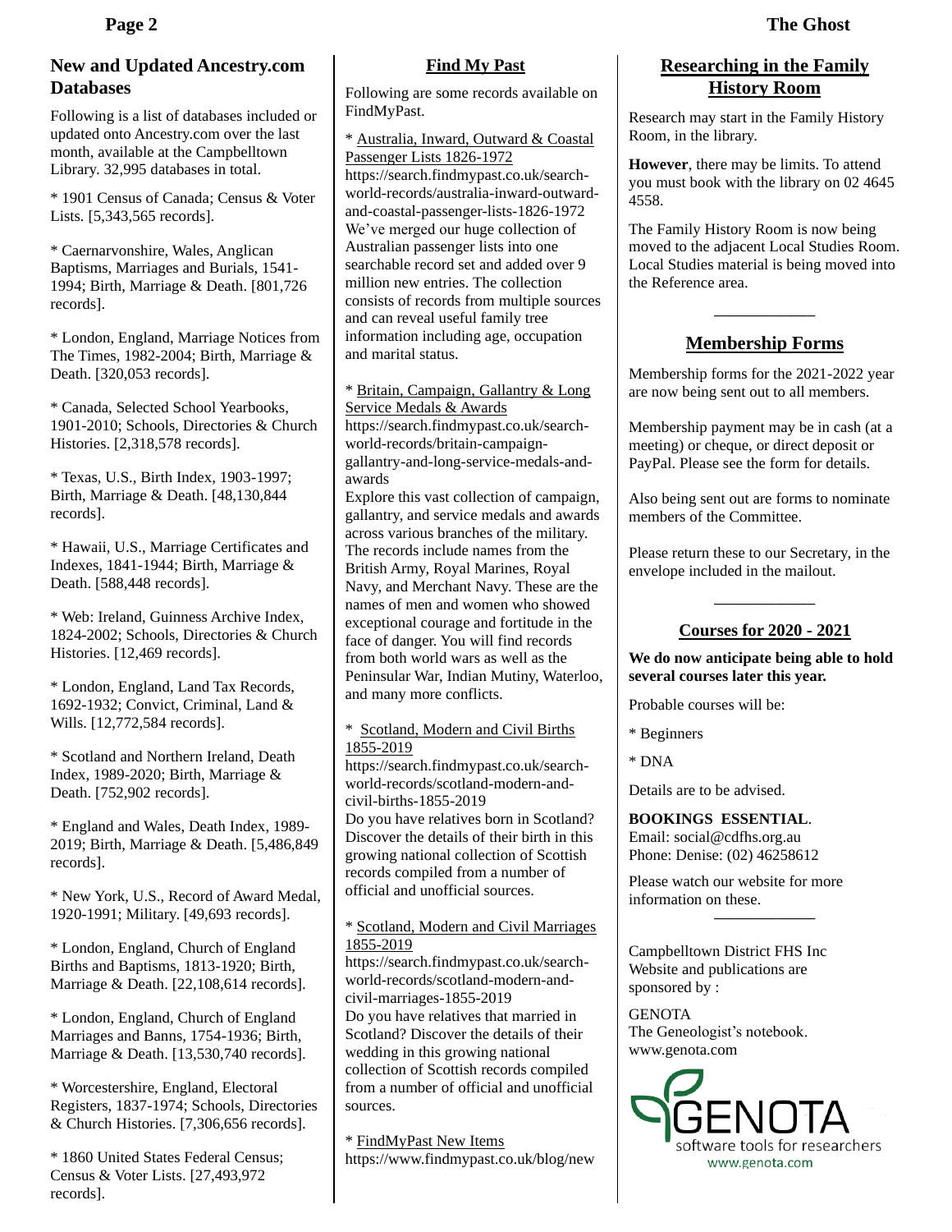## New and Updated Ancestry.com Databases

Following is a list of databases included or updated onto Ancestry.com over the last month, available at the Campbelltown Library. 32,995 databases in total.

* 1901 Census of Canada; Census & Voter Lists. [5,343,565 records].

* Caernarvonshire, Wales, Anglican Baptisms, Marriages and Burials, 1541-1994; Birth, Marriage & Death. [801,726 records].

* London, England, Marriage Notices from The Times, 1982-2004; Birth, Marriage & Death. [320,053 records].

* Canada, Selected School Yearbooks, 1901-2010; Schools, Directories & Church Histories. [2,318,578 records].

* Texas, U.S., Birth Index, 1903-1997; Birth, Marriage & Death. [48,130,844 records].

* Hawaii, U.S., Marriage Certificates and Indexes, 1841-1944; Birth, Marriage & Death. [588,448 records].

* Web: Ireland, Guinness Archive Index, 1824-2002; Schools, Directories & Church Histories. [12,469 records].

* London, England, Land Tax Records, 1692-1932; Convict, Criminal, Land & Wills. [12,772,584 records].

* Scotland and Northern Ireland, Death Index, 1989-2020; Birth, Marriage & Death. [752,902 records].

* England and Wales, Death Index, 1989-2019; Birth, Marriage & Death. [5,486,849 records].

* New York, U.S., Record of Award Medal, 1920-1991; Military. [49,693 records].

* London, England, Church of England Births and Baptisms, 1813-1920; Birth, Marriage & Death. [22,108,614 records].

* London, England, Church of England Marriages and Banns, 1754-1936; Birth, Marriage & Death. [13,530,740 records].

* Worcestershire, England, Electoral Registers, 1837-1974; Schools, Directories & Church Histories. [7,306,656 records].

* 1860 United States Federal Census; Census & Voter Lists. [27,493,972 records].

## Find My Past

Following are some records available on FindMyPast.

* Australia, Inward, Outward & Coastal Passenger Lists 1826-1972
https://search.findmypast.co.uk/search-world-records/australia-inward-outward-and-coastal-passenger-lists-1826-1972
We've merged our huge collection of Australian passenger lists into one searchable record set and added over 9 million new entries. The collection consists of records from multiple sources and can reveal useful family tree information including age, occupation and marital status.

* Britain, Campaign, Gallantry & Long Service Medals & Awards
https://search.findmypast.co.uk/search-world-records/britain-campaign-gallantry-and-long-service-medals-and-awards
Explore this vast collection of campaign, gallantry, and service medals and awards across various branches of the military. The records include names from the British Army, Royal Marines, Royal Navy, and Merchant Navy. These are the names of men and women who showed exceptional courage and fortitude in the face of danger. You will find records from both world wars as well as the Peninsular War, Indian Mutiny, Waterloo, and many more conflicts.

* Scotland, Modern and Civil Births 1855-2019
https://search.findmypast.co.uk/search-world-records/scotland-modern-and-civil-births-1855-2019
Do you have relatives born in Scotland? Discover the details of their birth in this growing national collection of Scottish records compiled from a number of official and unofficial sources.

* Scotland, Modern and Civil Marriages 1855-2019
https://search.findmypast.co.uk/search-world-records/scotland-modern-and-civil-marriages-1855-2019
Do you have relatives that married in Scotland? Discover the details of their wedding in this growing national collection of Scottish records compiled from a number of official and unofficial sources.

* FindMyPast New Items
https://www.findmypast.co.uk/blog/new

## Researching in the Family History Room

Research may start in the Family History Room, in the library.

**However**, there may be limits. To attend you must book with the library on 02 4645 4558.

The Family History Room is now being moved to the adjacent Local Studies Room. Local Studies material is being moved into the Reference area.

## Membership Forms

Membership forms for the 2021-2022 year are now being sent out to all members.

Membership payment may be in cash (at a meeting) or cheque, or direct deposit or PayPal. Please see the form for details.

Also being sent out are forms to nominate members of the Committee.

Please return these to our Secretary, in the envelope included in the mailout.

## Courses for 2020 - 2021

**We do now anticipate being able to hold several courses later this year.**

Probable courses will be:

* Beginners

* DNA

Details are to be advised.

**BOOKINGS ESSENTIAL**.
Email: social@cdfhs.org.au
Phone: Denise: (02) 46258612

Please watch our website for more information on these.

Campbelltown District FHS Inc Website and publications are sponsored by :

GENOTA
The Geneologist's notebook.
www.genota.com

GENOTA
software tools for researchers
www.genota.com